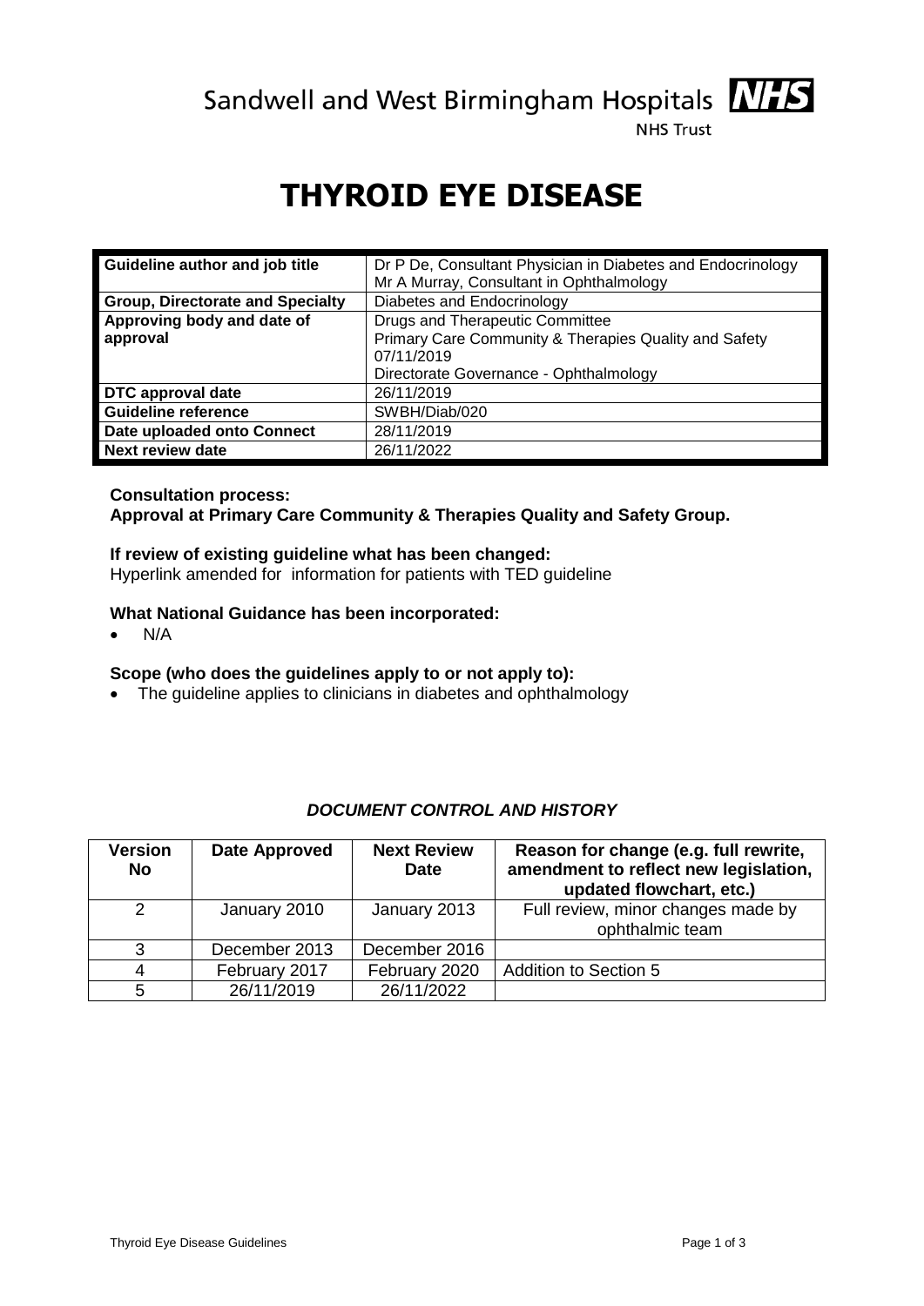Sandwell and West Birmingham Hospitals NHS Trust

# THYROID EYE DISEASE

| Guideline author and job title | Dr P De, Consultant Physician in Diabetes and Endocrinology<br>Mr A Murray, Consultant in Ophthalmology |
|---|---|
| Group, Directorate and Specialty | Diabetes and Endocrinology |
| Approving body and date of approval | Drugs and Therapeutic Committee<br>Primary Care Community & Therapies Quality and Safety<br>07/11/2019<br>Directorate Governance - Ophthalmology |
| DTC approval date | 26/11/2019 |
| Guideline reference | SWBH/Diab/020 |
| Date uploaded onto Connect | 28/11/2019 |
| Next review date | 26/11/2022 |

**Consultation process:**
**Approval at Primary Care Community & Therapies Quality and Safety Group.**

**If review of existing guideline what has been changed:**
Hyperlink amended for information for patients with TED guideline

**What National Guidance has been incorporated:**

- N/A

**Scope (who does the guidelines apply to or not apply to):**

- The guideline applies to clinicians in diabetes and ophthalmology

***DOCUMENT CONTROL AND HISTORY***

| Version No | Date Approved | Next Review Date | Reason for change (e.g. full rewrite, amendment to reflect new legislation, updated flowchart, etc.) |
|---|---|---|---|
| 2 | January 2010 | January 2013 | Full review, minor changes made by ophthalmic team |
| 3 | December 2013 | December 2016 | |
| 4 | February 2017 | February 2020 | Addition to Section 5 |
| 5 | 26/11/2019 | 26/11/2022 | |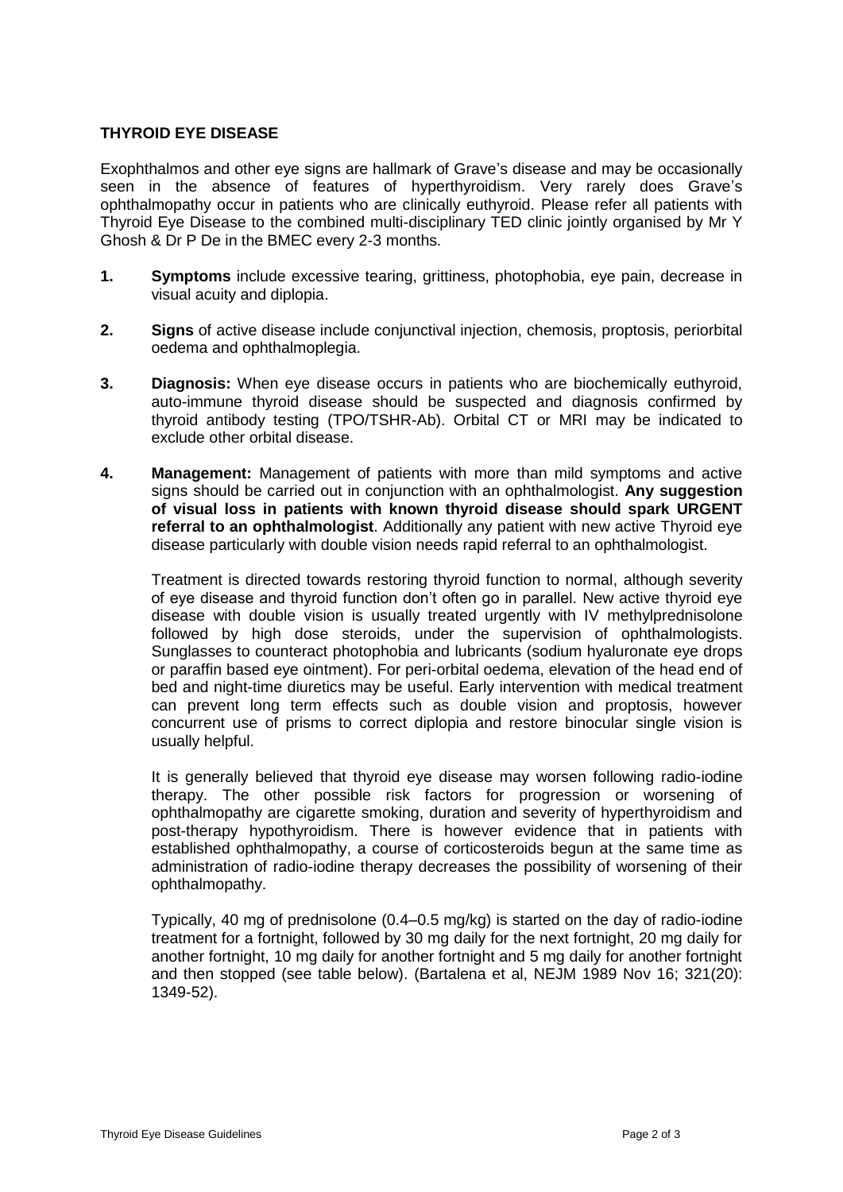**THYROID EYE DISEASE**

Exophthalmos and other eye signs are hallmark of Grave's disease and may be occasionally seen in the absence of features of hyperthyroidism. Very rarely does Grave's ophthalmopathy occur in patients who are clinically euthyroid. Please refer all patients with Thyroid Eye Disease to the combined multi-disciplinary TED clinic jointly organised by Mr Y Ghosh & Dr P De in the BMEC every 2-3 months.

1. **Symptoms** include excessive tearing, grittiness, photophobia, eye pain, decrease in visual acuity and diplopia.

2. **Signs** of active disease include conjunctival injection, chemosis, proptosis, periorbital oedema and ophthalmoplegia.

3. **Diagnosis:** When eye disease occurs in patients who are biochemically euthyroid, auto-immune thyroid disease should be suspected and diagnosis confirmed by thyroid antibody testing (TPO/TSHR-Ab). Orbital CT or MRI may be indicated to exclude other orbital disease.

4. **Management:** Management of patients with more than mild symptoms and active signs should be carried out in conjunction with an ophthalmologist. **Any suggestion of visual loss in patients with known thyroid disease should spark URGENT referral to an ophthalmologist**. Additionally any patient with new active Thyroid eye disease particularly with double vision needs rapid referral to an ophthalmologist.

   Treatment is directed towards restoring thyroid function to normal, although severity of eye disease and thyroid function don't often go in parallel. New active thyroid eye disease with double vision is usually treated urgently with IV methylprednisolone followed by high dose steroids, under the supervision of ophthalmologists. Sunglasses to counteract photophobia and lubricants (sodium hyaluronate eye drops or paraffin based eye ointment). For peri-orbital oedema, elevation of the head end of bed and night-time diuretics may be useful. Early intervention with medical treatment can prevent long term effects such as double vision and proptosis, however concurrent use of prisms to correct diplopia and restore binocular single vision is usually helpful.

   It is generally believed that thyroid eye disease may worsen following radio-iodine therapy. The other possible risk factors for progression or worsening of ophthalmopathy are cigarette smoking, duration and severity of hyperthyroidism and post-therapy hypothyroidism. There is however evidence that in patients with established ophthalmopathy, a course of corticosteroids begun at the same time as administration of radio-iodine therapy decreases the possibility of worsening of their ophthalmopathy.

   Typically, 40 mg of prednisolone (0.4–0.5 mg/kg) is started on the day of radio-iodine treatment for a fortnight, followed by 30 mg daily for the next fortnight, 20 mg daily for another fortnight, 10 mg daily for another fortnight and 5 mg daily for another fortnight and then stopped (see table below). (Bartalena et al, NEJM 1989 Nov 16; 321(20): 1349-52).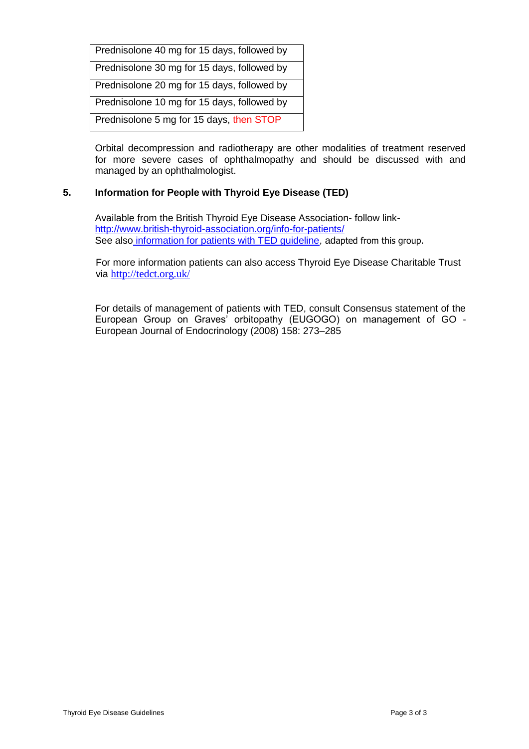| |
|---|
| Prednisolone 40 mg for 15 days, followed by |
| Prednisolone 30 mg for 15 days, followed by |
| Prednisolone 20 mg for 15 days, followed by |
| Prednisolone 10 mg for 15 days, followed by |
| Prednisolone 5 mg for 15 days, then STOP |

Orbital decompression and radiotherapy are other modalities of treatment reserved for more severe cases of ophthalmopathy and should be discussed with and managed by an ophthalmologist.

## 5. Information for People with Thyroid Eye Disease (TED)

Available from the British Thyroid Eye Disease Association- follow link- http://www.british-thyroid-association.org/info-for-patients/
See also information for patients with TED guideline, adapted from this group.

For more information patients can also access Thyroid Eye Disease Charitable Trust via http://tedct.org.uk/

For details of management of patients with TED, consult Consensus statement of the European Group on Graves' orbitopathy (EUGOGO) on management of GO - European Journal of Endocrinology (2008) 158: 273–285